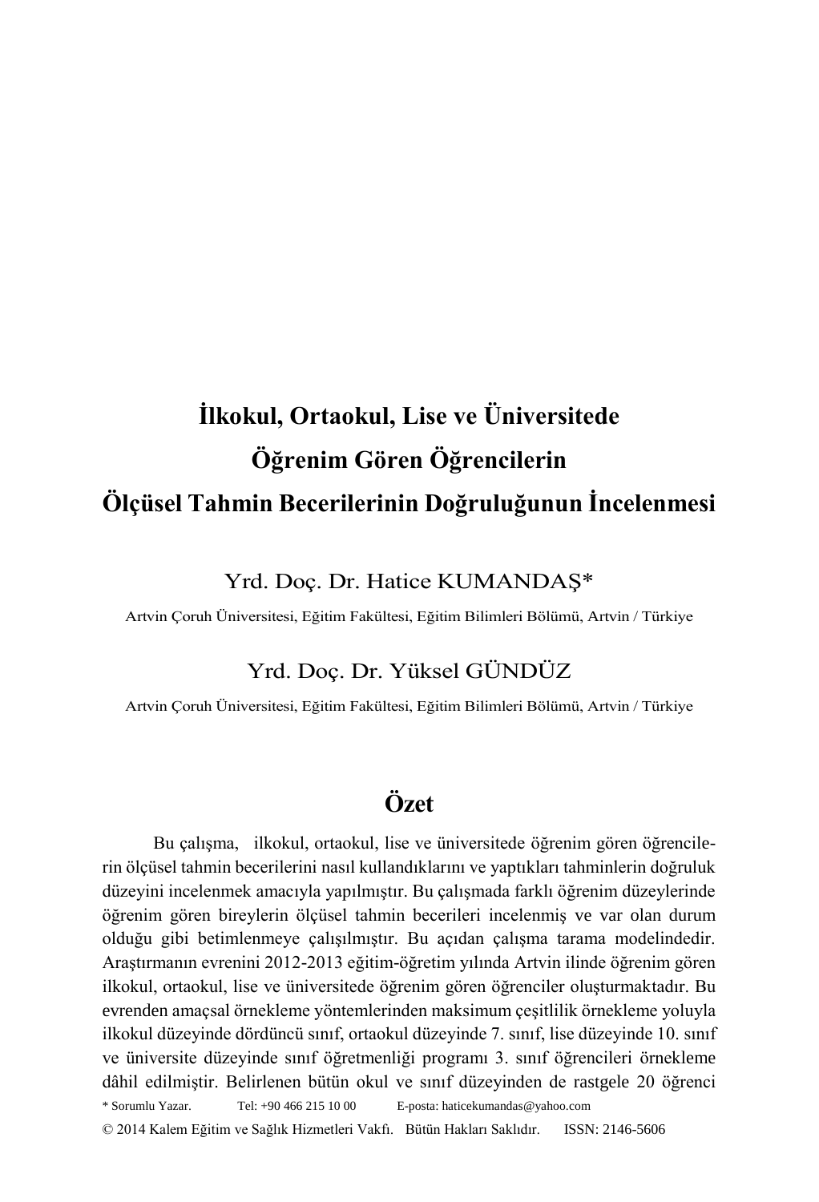# İlkokul, Ortaokul, Lise ve Üniversitede Öğrenim Gören Öğrencilerin Ölçüsel Tahmin Becerilerinin Doğruluğunun İncelenmesi

Yrd. Doç. Dr. Hatice KUMANDAŞ*

Artvin Çoruh Üniversitesi, Eğitim Fakültesi, Eğitim Bilimleri Bölümü, Artvin / Türkiye

Yrd. Doç. Dr. Yüksel GÜNDÜZ

Artvin Çoruh Üniversitesi, Eğitim Fakültesi, Eğitim Bilimleri Bölümü, Artvin / Türkiye

## Özet

Bu çalışma, ilkokul, ortaokul, lise ve üniversitede öğrenim gören öğrencilerin ölçüsel tahmin becerilerini nasıl kullandıklarını ve yaptıkları tahminlerin doğruluk düzeyini incelenmek amacıyla yapılmıştır. Bu çalışmada farklı öğrenim düzeylerinde öğrenim gören bireylerin ölçüsel tahmin becerileri incelenmiş ve var olan durum olduğu gibi betimlenmeye çalışılmıştır. Bu açıdan çalışma tarama modelindedir. Araştırmanın evrenini 2012-2013 eğitim-öğretim yılında Artvin ilinde öğrenim gören ilkokul, ortaokul, lise ve üniversitede öğrenim gören öğrenciler oluşturmaktadır. Bu evrenden amaçsal örnekleme yöntemlerinden maksimum çeşitlilik örnekleme yoluyla ilkokul düzeyinde dördüncü sınıf, ortaokul düzeyinde 7. sınıf, lise düzeyinde 10. sınıf ve üniversite düzeyinde sınıf öğretmenliği programı 3. sınıf öğrencileri örnekleme dâhil edilmiştir. Belirlenen bütün okul ve sınıf düzeyinden de rastgele 20 öğrenci

* Sorumlu Yazar. Tel: +90 466 215 10 00 E-posta: haticekumandas@yahoo.com

© 2014 Kalem Eğitim ve Sağlık Hizmetleri Vakfı. Bütün Hakları Saklıdır. ISSN: 2146-5606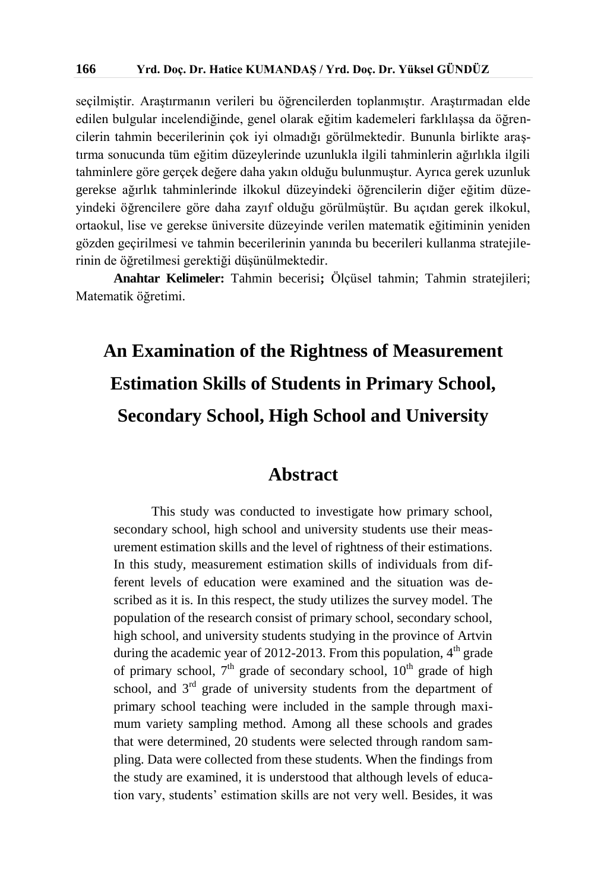seçilmiştir. Araştırmanın verileri bu öğrencilerden toplanmıştır. Araştırmadan elde edilen bulgular incelendiğinde, genel olarak eğitim kademeleri farklılaşsa da öğrencilerin tahmin becerilerinin çok iyi olmadığı görülmektedir. Bununla birlikte araştırma sonucunda tüm eğitim düzeylerinde uzunlukla ilgili tahminlerin ağırlıkla ilgili tahminlere göre gerçek değere daha yakın olduğu bulunmuştur. Ayrıca gerek uzunluk gerekse ağırlık tahminlerinde ilkokul düzeyindeki öğrencilerin diğer eğitim düzeyindeki öğrencilere göre daha zayıf olduğu görülmüştür. Bu açıdan gerek ilkokul, ortaokul, lise ve gerekse üniversite düzeyinde verilen matematik eğitiminin yeniden gözden geçirilmesi ve tahmin becerilerinin yanında bu becerileri kullanma stratejilerinin de öğretilmesi gerektiği düşünülmektedir.

**Anahtar Kelimeler:** Tahmin becerisi**;** Ölçüsel tahmin; Tahmin stratejileri; Matematik öğretimi.

# An Examination of the Rightness of Measurement Estimation Skills of Students in Primary School, Secondary School, High School and University

## Abstract

This study was conducted to investigate how primary school, secondary school, high school and university students use their measurement estimation skills and the level of rightness of their estimations. In this study, measurement estimation skills of individuals from different levels of education were examined and the situation was described as it is. In this respect, the study utilizes the survey model. The population of the research consist of primary school, secondary school, high school, and university students studying in the province of Artvin during the academic year of 2012-2013. From this population, 4th grade of primary school, 7th grade of secondary school, 10th grade of high school, and 3rd grade of university students from the department of primary school teaching were included in the sample through maximum variety sampling method. Among all these schools and grades that were determined, 20 students were selected through random sampling. Data were collected from these students. When the findings from the study are examined, it is understood that although levels of education vary, students' estimation skills are not very well. Besides, it was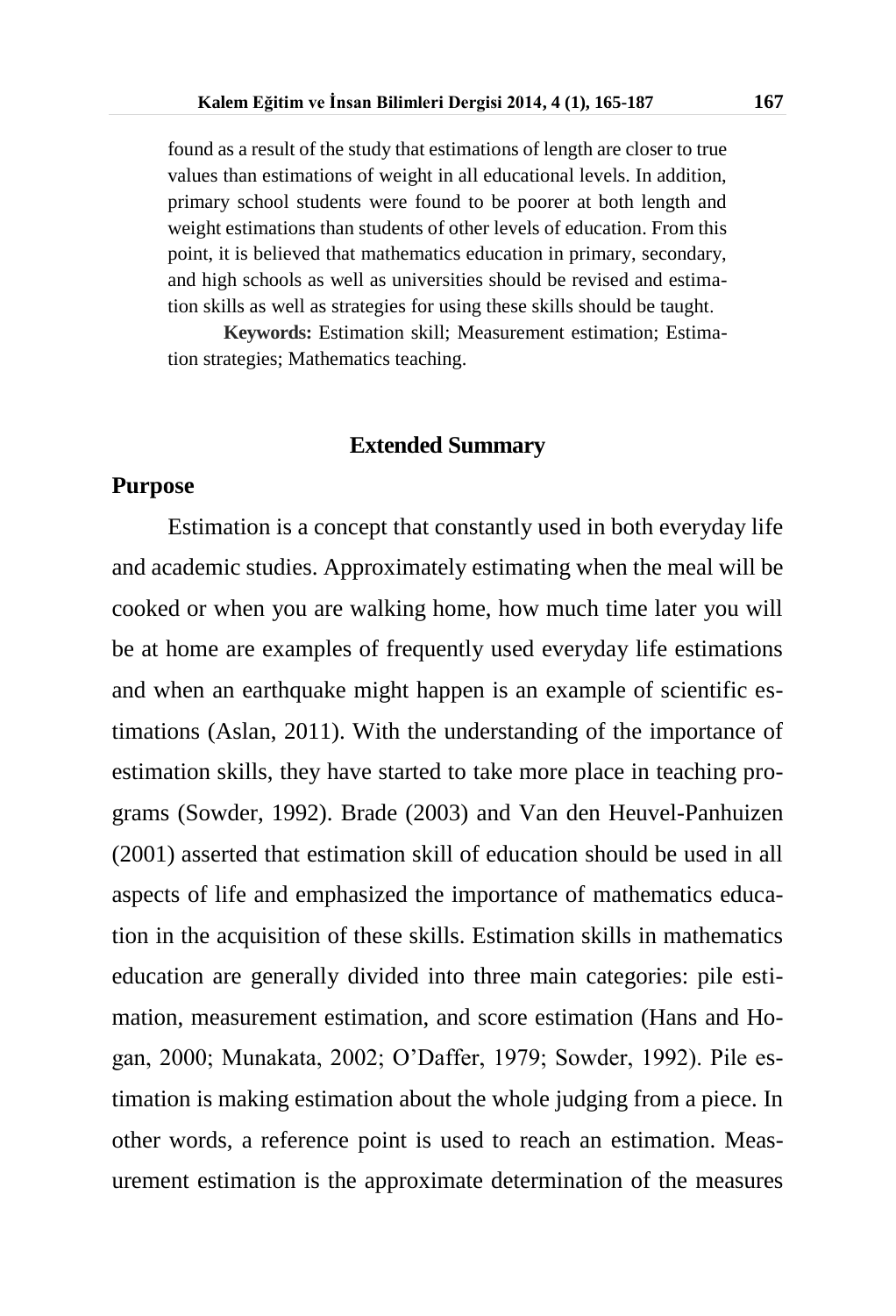found as a result of the study that estimations of length are closer to true values than estimations of weight in all educational levels. In addition, primary school students were found to be poorer at both length and weight estimations than students of other levels of education. From this point, it is believed that mathematics education in primary, secondary, and high schools as well as universities should be revised and estimation skills as well as strategies for using these skills should be taught.

**Keywords:** Estimation skill; Measurement estimation; Estimation strategies; Mathematics teaching.

## Extended Summary

### Purpose

Estimation is a concept that constantly used in both everyday life and academic studies. Approximately estimating when the meal will be cooked or when you are walking home, how much time later you will be at home are examples of frequently used everyday life estimations and when an earthquake might happen is an example of scientific estimations (Aslan, 2011). With the understanding of the importance of estimation skills, they have started to take more place in teaching programs (Sowder, 1992). Brade (2003) and Van den Heuvel-Panhuizen (2001) asserted that estimation skill of education should be used in all aspects of life and emphasized the importance of mathematics education in the acquisition of these skills. Estimation skills in mathematics education are generally divided into three main categories: pile estimation, measurement estimation, and score estimation (Hans and Hogan, 2000; Munakata, 2002; O'Daffer, 1979; Sowder, 1992). Pile estimation is making estimation about the whole judging from a piece. In other words, a reference point is used to reach an estimation. Measurement estimation is the approximate determination of the measures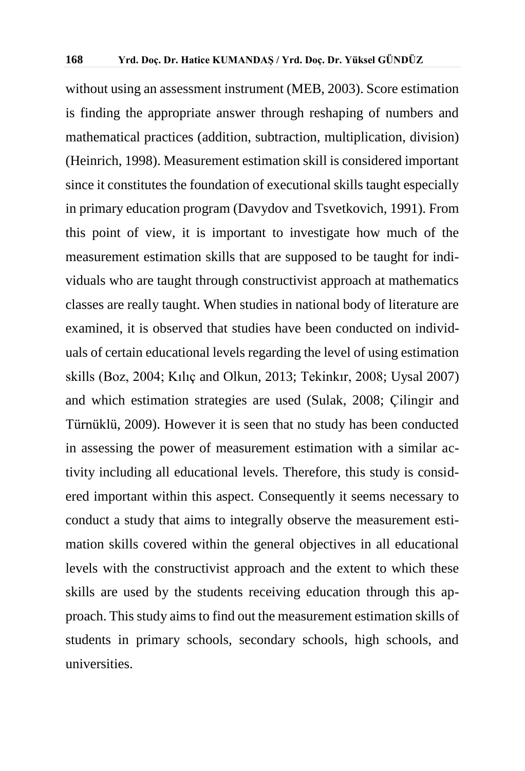without using an assessment instrument (MEB, 2003). Score estimation is finding the appropriate answer through reshaping of numbers and mathematical practices (addition, subtraction, multiplication, division) (Heinrich, 1998). Measurement estimation skill is considered important since it constitutes the foundation of executional skills taught especially in primary education program (Davydov and Tsvetkovich, 1991). From this point of view, it is important to investigate how much of the measurement estimation skills that are supposed to be taught for individuals who are taught through constructivist approach at mathematics classes are really taught. When studies in national body of literature are examined, it is observed that studies have been conducted on individuals of certain educational levels regarding the level of using estimation skills (Boz, 2004; Kılıç and Olkun, 2013; Tekinkır, 2008; Uysal 2007) and which estimation strategies are used (Sulak, 2008; Çilingir and Türnüklü, 2009). However it is seen that no study has been conducted in assessing the power of measurement estimation with a similar activity including all educational levels. Therefore, this study is considered important within this aspect. Consequently it seems necessary to conduct a study that aims to integrally observe the measurement estimation skills covered within the general objectives in all educational levels with the constructivist approach and the extent to which these skills are used by the students receiving education through this approach. This study aims to find out the measurement estimation skills of students in primary schools, secondary schools, high schools, and universities.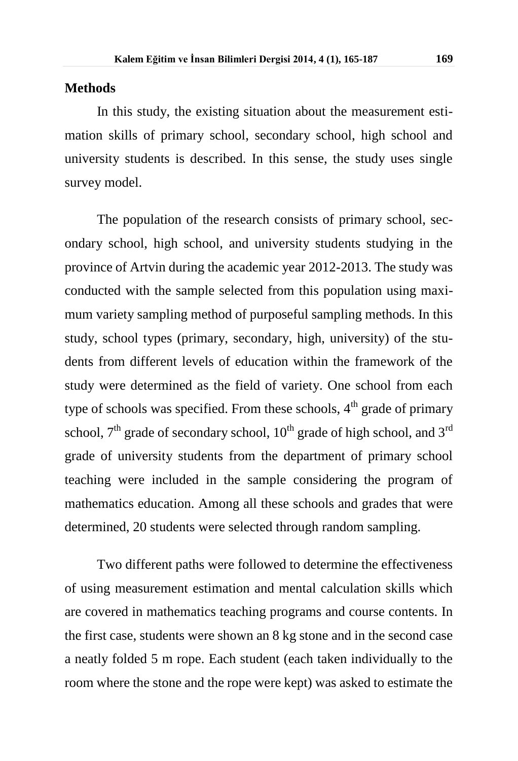## Methods

In this study, the existing situation about the measurement estimation skills of primary school, secondary school, high school and university students is described. In this sense, the study uses single survey model.

The population of the research consists of primary school, secondary school, high school, and university students studying in the province of Artvin during the academic year 2012-2013. The study was conducted with the sample selected from this population using maximum variety sampling method of purposeful sampling methods. In this study, school types (primary, secondary, high, university) of the students from different levels of education within the framework of the study were determined as the field of variety. One school from each type of schools was specified. From these schools, 4th grade of primary school, 7th grade of secondary school, 10th grade of high school, and 3rd grade of university students from the department of primary school teaching were included in the sample considering the program of mathematics education. Among all these schools and grades that were determined, 20 students were selected through random sampling.

Two different paths were followed to determine the effectiveness of using measurement estimation and mental calculation skills which are covered in mathematics teaching programs and course contents. In the first case, students were shown an 8 kg stone and in the second case a neatly folded 5 m rope. Each student (each taken individually to the room where the stone and the rope were kept) was asked to estimate the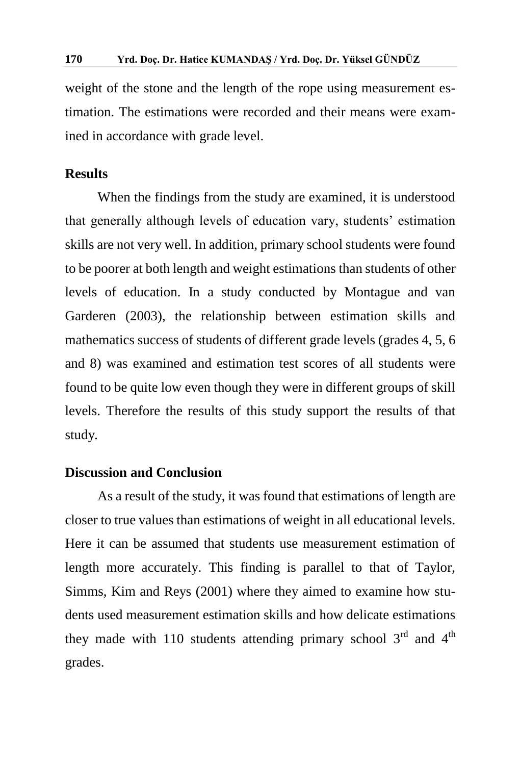weight of the stone and the length of the rope using measurement estimation. The estimations were recorded and their means were examined in accordance with grade level.

## Results

When the findings from the study are examined, it is understood that generally although levels of education vary, students' estimation skills are not very well. In addition, primary school students were found to be poorer at both length and weight estimations than students of other levels of education. In a study conducted by Montague and van Garderen (2003), the relationship between estimation skills and mathematics success of students of different grade levels (grades 4, 5, 6 and 8) was examined and estimation test scores of all students were found to be quite low even though they were in different groups of skill levels. Therefore the results of this study support the results of that study.

## Discussion and Conclusion

As a result of the study, it was found that estimations of length are closer to true values than estimations of weight in all educational levels. Here it can be assumed that students use measurement estimation of length more accurately. This finding is parallel to that of Taylor, Simms, Kim and Reys (2001) where they aimed to examine how students used measurement estimation skills and how delicate estimations they made with 110 students attending primary school 3rd and 4th grades.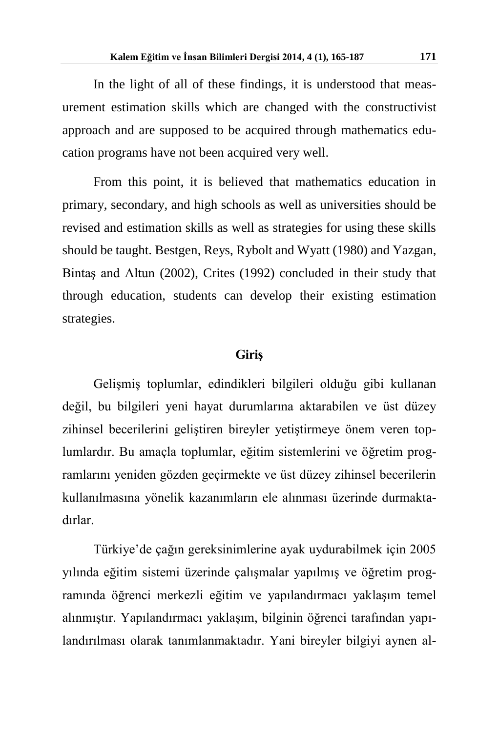In the light of all of these findings, it is understood that measurement estimation skills which are changed with the constructivist approach and are supposed to be acquired through mathematics education programs have not been acquired very well.

From this point, it is believed that mathematics education in primary, secondary, and high schools as well as universities should be revised and estimation skills as well as strategies for using these skills should be taught. Bestgen, Reys, Rybolt and Wyatt (1980) and Yazgan, Bintaş and Altun (2002), Crites (1992) concluded in their study that through education, students can develop their existing estimation strategies.

## Giriş

Gelişmiş toplumlar, edindikleri bilgileri olduğu gibi kullanan değil, bu bilgileri yeni hayat durumlarına aktarabilen ve üst düzey zihinsel becerilerini geliştiren bireyler yetiştirmeye önem veren toplumlardır. Bu amaçla toplumlar, eğitim sistemlerini ve öğretim programlarını yeniden gözden geçirmekte ve üst düzey zihinsel becerilerin kullanılmasına yönelik kazanımların ele alınması üzerinde durmaktadırlar.

Türkiye'de çağın gereksinimlerine ayak uydurabilmek için 2005 yılında eğitim sistemi üzerinde çalışmalar yapılmış ve öğretim programında öğrenci merkezli eğitim ve yapılandırmacı yaklaşım temel alınmıştır. Yapılandırmacı yaklaşım, bilginin öğrenci tarafından yapılandırılması olarak tanımlanmaktadır. Yani bireyler bilgiyi aynen al-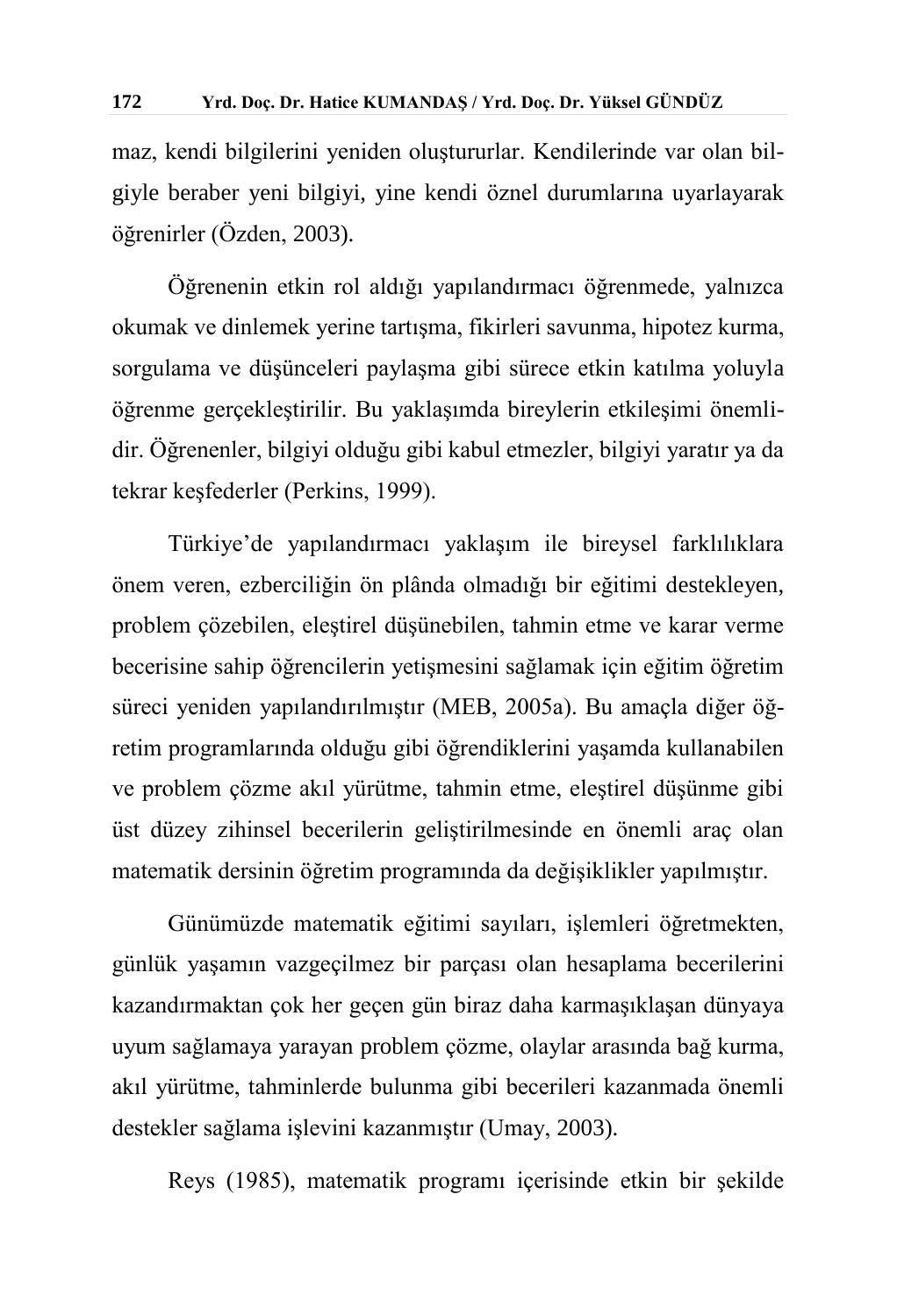maz, kendi bilgilerini yeniden oluştururlar. Kendilerinde var olan bilgiyle beraber yeni bilgiyi, yine kendi öznel durumlarına uyarlayarak öğrenirler (Özden, 2003).

Öğrenenin etkin rol aldığı yapılandırmacı öğrenmede, yalnızca okumak ve dinlemek yerine tartışma, fikirleri savunma, hipotez kurma, sorgulama ve düşünceleri paylaşma gibi sürece etkin katılma yoluyla öğrenme gerçekleştirilir. Bu yaklaşımda bireylerin etkileşimi önemlidir. Öğrenenler, bilgiyi olduğu gibi kabul etmezler, bilgiyi yaratır ya da tekrar keşfederler (Perkins, 1999).

Türkiye'de yapılandırmacı yaklaşım ile bireysel farklılıklara önem veren, ezberciliğin ön plânda olmadığı bir eğitimi destekleyen, problem çözebilen, eleştirel düşünebilen, tahmin etme ve karar verme becerisine sahip öğrencilerin yetişmesini sağlamak için eğitim öğretim süreci yeniden yapılandırılmıştır (MEB, 2005a). Bu amaçla diğer öğretim programlarında olduğu gibi öğrendiklerini yaşamda kullanabilen ve problem çözme akıl yürütme, tahmin etme, eleştirel düşünme gibi üst düzey zihinsel becerilerin geliştirilmesinde en önemli araç olan matematik dersinin öğretim programında da değişiklikler yapılmıştır.

Günümüzde matematik eğitimi sayıları, işlemleri öğretmekten, günlük yaşamın vazgeçilmez bir parçası olan hesaplama becerilerini kazandırmaktan çok her geçen gün biraz daha karmaşıklaşan dünyaya uyum sağlamaya yarayan problem çözme, olaylar arasında bağ kurma, akıl yürütme, tahminlerde bulunma gibi becerileri kazanmada önemli destekler sağlama işlevini kazanmıştır (Umay, 2003).

Reys (1985), matematik programı içerisinde etkin bir şekilde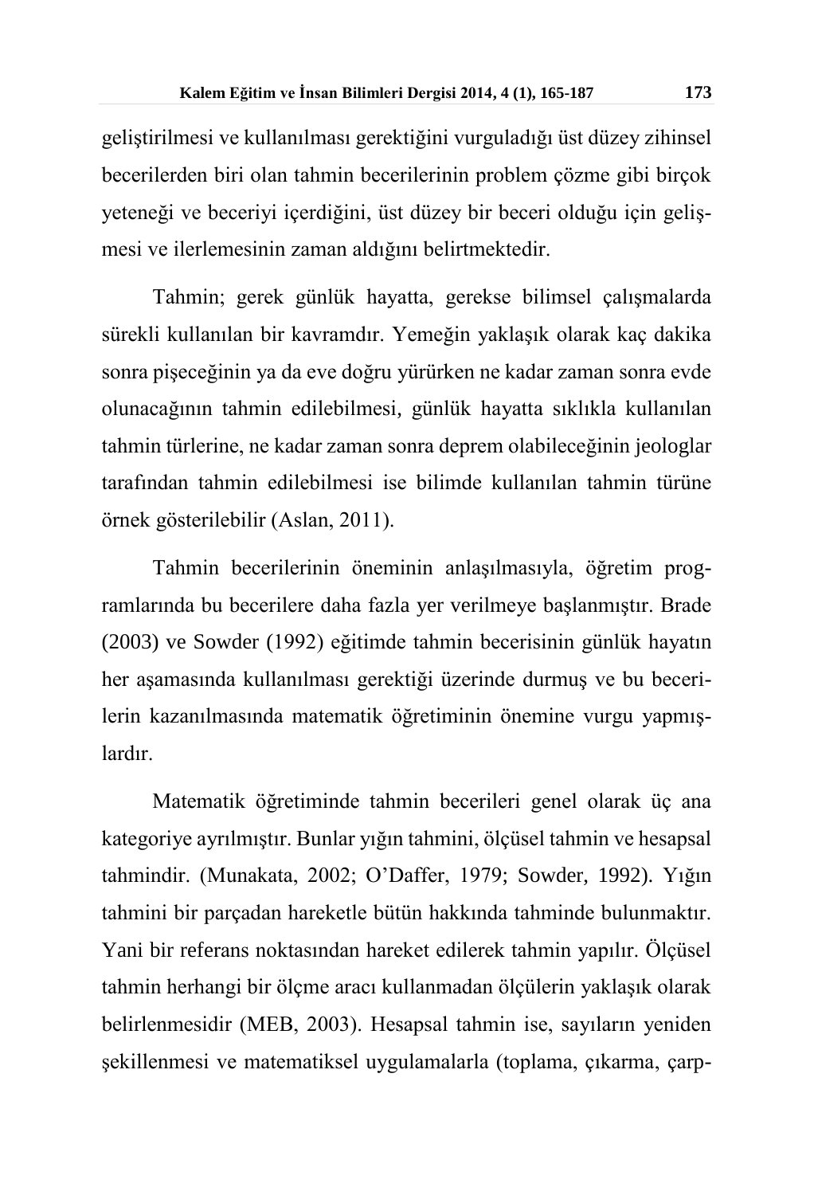geliştirilmesi ve kullanılması gerektiğini vurguladığı üst düzey zihinsel becerilerden biri olan tahmin becerilerinin problem çözme gibi birçok yeteneği ve beceriyi içerdiğini, üst düzey bir beceri olduğu için gelişmesi ve ilerlemesinin zaman aldığını belirtmektedir.

Tahmin; gerek günlük hayatta, gerekse bilimsel çalışmalarda sürekli kullanılan bir kavramdır. Yemeğin yaklaşık olarak kaç dakika sonra pişeceğinin ya da eve doğru yürürken ne kadar zaman sonra evde olunacağının tahmin edilebilmesi, günlük hayatta sıklıkla kullanılan tahmin türlerine, ne kadar zaman sonra deprem olabileceğinin jeologlar tarafından tahmin edilebilmesi ise bilimde kullanılan tahmin türüne örnek gösterilebilir (Aslan, 2011).

Tahmin becerilerinin öneminin anlaşılmasıyla, öğretim programlarında bu becerilere daha fazla yer verilmeye başlanmıştır. Brade (2003) ve Sowder (1992) eğitimde tahmin becerisinin günlük hayatın her aşamasında kullanılması gerektiği üzerinde durmuş ve bu becerilerin kazanılmasında matematik öğretiminin önemine vurgu yapmışlardır.

Matematik öğretiminde tahmin becerileri genel olarak üç ana kategoriye ayrılmıştır. Bunlar yığın tahmini, ölçüsel tahmin ve hesapsal tahmindir. (Munakata, 2002; O'Daffer, 1979; Sowder, 1992). Yığın tahmini bir parçadan hareketle bütün hakkında tahminde bulunmaktır. Yani bir referans noktasından hareket edilerek tahmin yapılır. Ölçüsel tahmin herhangi bir ölçme aracı kullanmadan ölçülerin yaklaşık olarak belirlenmesidir (MEB, 2003). Hesapsal tahmin ise, sayıların yeniden şekillenmesi ve matematiksel uygulamalarla (toplama, çıkarma, çarp-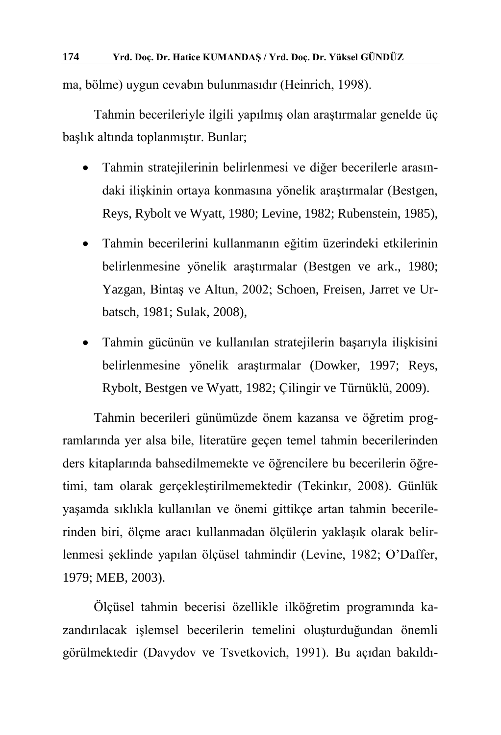ma, bölme) uygun cevabın bulunmasıdır (Heinrich, 1998).

Tahmin becerileriyle ilgili yapılmış olan araştırmalar genelde üç başlık altında toplanmıştır. Bunlar;

- Tahmin stratejilerinin belirlenmesi ve diğer becerilerle arasındaki ilişkinin ortaya konmasına yönelik araştırmalar (Bestgen, Reys, Rybolt ve Wyatt, 1980; Levine, 1982; Rubenstein, 1985),
- Tahmin becerilerini kullanmanın eğitim üzerindeki etkilerinin belirlenmesine yönelik araştırmalar (Bestgen ve ark., 1980; Yazgan, Bintaş ve Altun, 2002; Schoen, Freisen, Jarret ve Urbatsch, 1981; Sulak, 2008),
- Tahmin gücünün ve kullanılan stratejilerin başarıyla ilişkisini belirlenmesine yönelik araştırmalar (Dowker, 1997; Reys, Rybolt, Bestgen ve Wyatt, 1982; Çilingir ve Türnüklü, 2009).

Tahmin becerileri günümüzde önem kazansa ve öğretim programlarında yer alsa bile, literatüre geçen temel tahmin becerilerinden ders kitaplarında bahsedilmemekte ve öğrencilere bu becerilerin öğretimi, tam olarak gerçekleştirilmemektedir (Tekinkır, 2008). Günlük yaşamda sıklıkla kullanılan ve önemi gittikçe artan tahmin becerilerinden biri, ölçme aracı kullanmadan ölçülerin yaklaşık olarak belirlenmesi şeklinde yapılan ölçüsel tahmindir (Levine, 1982; O'Daffer, 1979; MEB, 2003).

Ölçüsel tahmin becerisi özellikle ilköğretim programında kazandırılacak işlemsel becerilerin temelini oluşturduğundan önemli görülmektedir (Davydov ve Tsvetkovich, 1991). Bu açıdan bakıldı-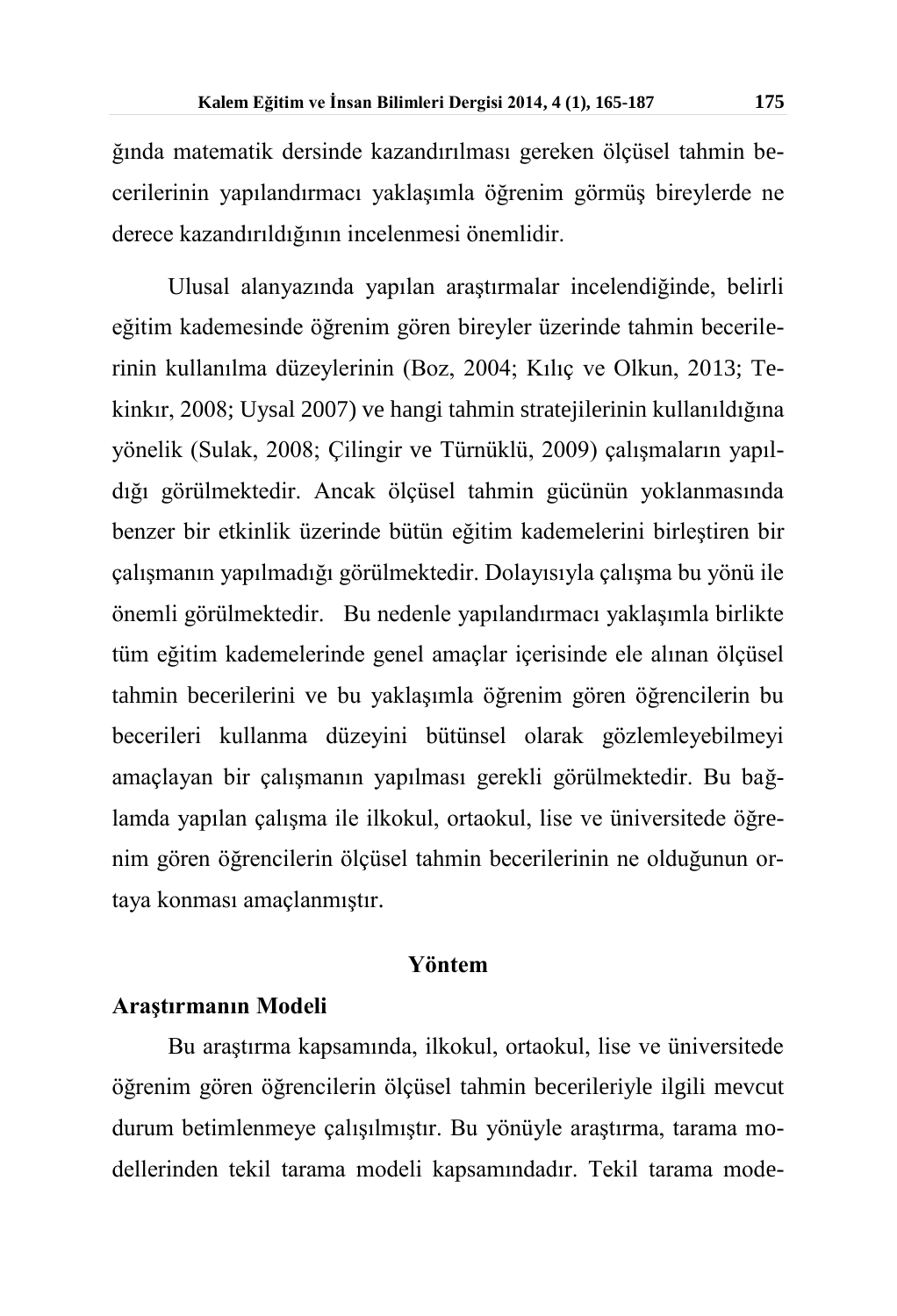ğında matematik dersinde kazandırılması gereken ölçüsel tahmin becerilerinin yapılandırmacı yaklaşımla öğrenim görmüş bireylerde ne derece kazandırıldığının incelenmesi önemlidir.

Ulusal alanyazında yapılan araştırmalar incelendiğinde, belirli eğitim kademesinde öğrenim gören bireyler üzerinde tahmin becerilerinin kullanılma düzeylerinin (Boz, 2004; Kılıç ve Olkun, 2013; Tekinkır, 2008; Uysal 2007) ve hangi tahmin stratejilerinin kullanıldığına yönelik (Sulak, 2008; Çilingir ve Türnüklü, 2009) çalışmaların yapıldığı görülmektedir. Ancak ölçüsel tahmin gücünün yoklanmasında benzer bir etkinlik üzerinde bütün eğitim kademelerini birleştiren bir çalışmanın yapılmadığı görülmektedir. Dolayısıyla çalışma bu yönü ile önemli görülmektedir. Bu nedenle yapılandırmacı yaklaşımla birlikte tüm eğitim kademelerinde genel amaçlar içerisinde ele alınan ölçüsel tahmin becerilerini ve bu yaklaşımla öğrenim gören öğrencilerin bu becerileri kullanma düzeyini bütünsel olarak gözlemleyebilmeyi amaçlayan bir çalışmanın yapılması gerekli görülmektedir. Bu bağlamda yapılan çalışma ile ilkokul, ortaokul, lise ve üniversitede öğrenim gören öğrencilerin ölçüsel tahmin becerilerinin ne olduğunun ortaya konması amaçlanmıştır.

## Yöntem

### Araştırmanın Modeli

Bu araştırma kapsamında, ilkokul, ortaokul, lise ve üniversitede öğrenim gören öğrencilerin ölçüsel tahmin becerileriyle ilgili mevcut durum betimlenmeye çalışılmıştır. Bu yönüyle araştırma, tarama modellerinden tekil tarama modeli kapsamındadır. Tekil tarama mode-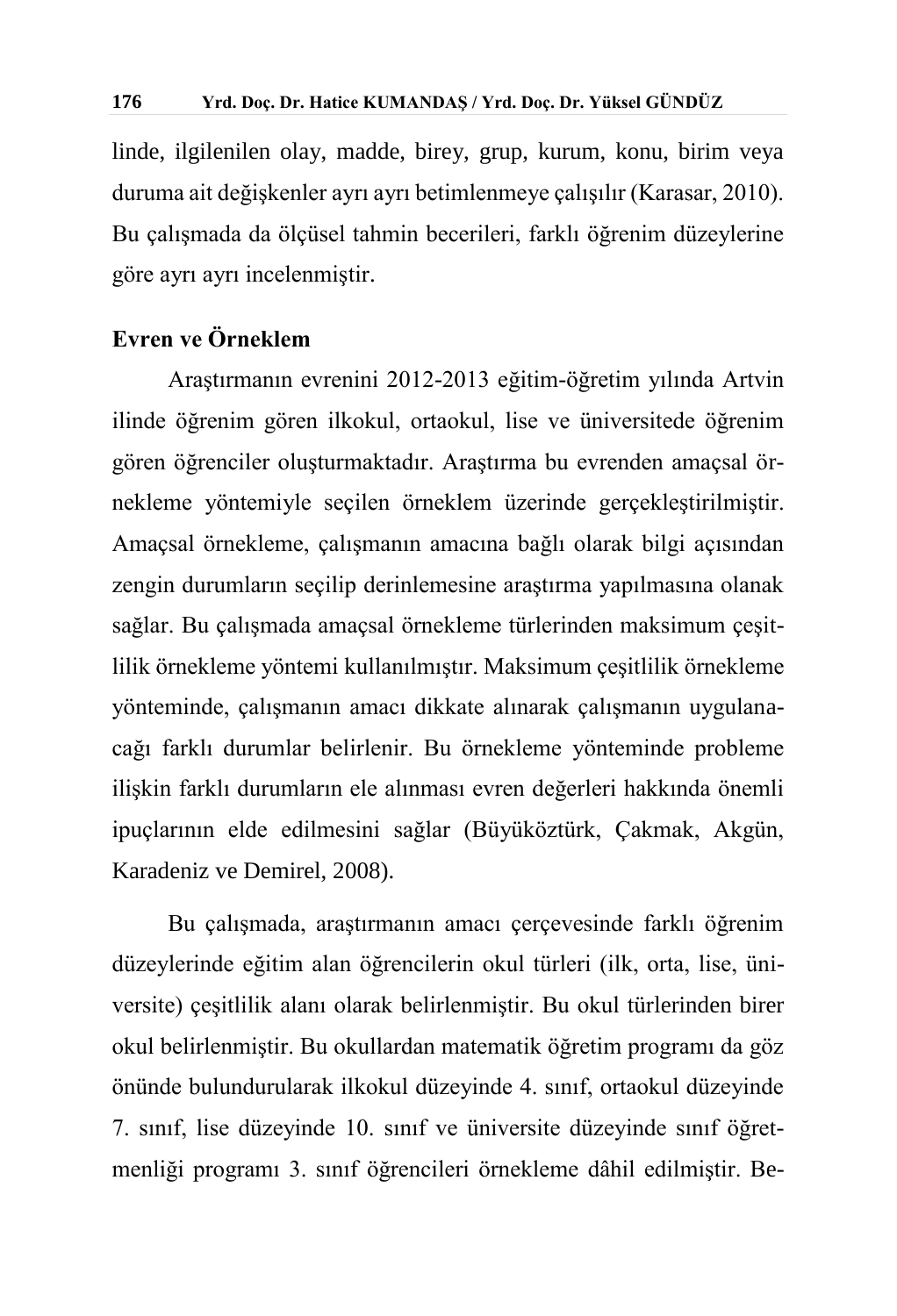linde, ilgilenilen olay, madde, birey, grup, kurum, konu, birim veya duruma ait değişkenler ayrı ayrı betimlenmeye çalışılır (Karasar, 2010). Bu çalışmada da ölçüsel tahmin becerileri, farklı öğrenim düzeylerine göre ayrı ayrı incelenmiştir.

## Evren ve Örneklem

Araştırmanın evrenini 2012-2013 eğitim-öğretim yılında Artvin ilinde öğrenim gören ilkokul, ortaokul, lise ve üniversitede öğrenim gören öğrenciler oluşturmaktadır. Araştırma bu evrenden amaçsal örnekleme yöntemiyle seçilen örneklem üzerinde gerçekleştirilmiştir. Amaçsal örnekleme, çalışmanın amacına bağlı olarak bilgi açısından zengin durumların seçilip derinlemesine araştırma yapılmasına olanak sağlar. Bu çalışmada amaçsal örnekleme türlerinden maksimum çeşitlilik örnekleme yöntemi kullanılmıştır. Maksimum çeşitlilik örnekleme yönteminde, çalışmanın amacı dikkate alınarak çalışmanın uygulanacağı farklı durumlar belirlenir. Bu örnekleme yönteminde probleme ilişkin farklı durumların ele alınması evren değerleri hakkında önemli ipuçlarının elde edilmesini sağlar (Büyüköztürk, Çakmak, Akgün, Karadeniz ve Demirel, 2008).

Bu çalışmada, araştırmanın amacı çerçevesinde farklı öğrenim düzeylerinde eğitim alan öğrencilerin okul türleri (ilk, orta, lise, üniversite) çeşitlilik alanı olarak belirlenmiştir. Bu okul türlerinden birer okul belirlenmiştir. Bu okullardan matematik öğretim programı da göz önünde bulundurularak ilkokul düzeyinde 4. sınıf, ortaokul düzeyinde 7. sınıf, lise düzeyinde 10. sınıf ve üniversite düzeyinde sınıf öğretmenliği programı 3. sınıf öğrencileri örnekleme dâhil edilmiştir. Be-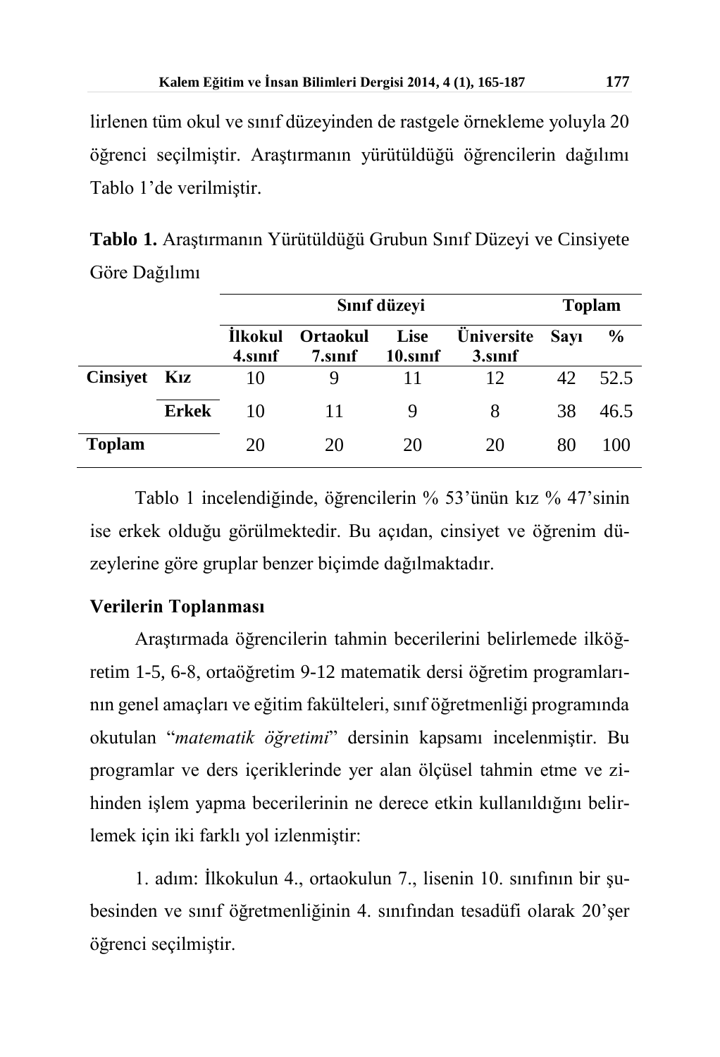lirlenen tüm okul ve sınıf düzeyinden de rastgele örnekleme yoluyla 20 öğrenci seçilmiştir. Araştırmanın yürütüldüğü öğrencilerin dağılımı Tablo 1'de verilmiştir.

**Tablo 1.** Araştırmanın Yürütüldüğü Grubun Sınıf Düzeyi ve Cinsiyete Göre Dağılımı

| | | Sınıf düzeyi | | | | Toplam | |
|---|---|---|---|---|---|---|---|
| | | **İlkokul 4.sınıf** | **Ortaokul 7.sınıf** | **Lise 10.sınıf** | **Üniversite 3.sınıf** | **Sayı** | **%** |
| **Cinsiyet** | **Kız** | 10 | 9 | 11 | 12 | 42 | 52.5 |
| | **Erkek** | 10 | 11 | 9 | 8 | 38 | 46.5 |
| **Toplam** | | 20 | 20 | 20 | 20 | 80 | 100 |

Tablo 1 incelendiğinde, öğrencilerin % 53'ünün kız % 47'sinin ise erkek olduğu görülmektedir. Bu açıdan, cinsiyet ve öğrenim düzeylerine göre gruplar benzer biçimde dağılmaktadır.

**Verilerin Toplanması**

Araştırmada öğrencilerin tahmin becerilerini belirlemede ilköğretim 1-5, 6-8, ortaöğretim 9-12 matematik dersi öğretim programlarının genel amaçları ve eğitim fakülteleri, sınıf öğretmenliği programında okutulan "*matematik öğretimi*" dersinin kapsamı incelenmiştir. Bu programlar ve ders içeriklerinde yer alan ölçüsel tahmin etme ve zihinden işlem yapma becerilerinin ne derece etkin kullanıldığını belirlemek için iki farklı yol izlenmiştir:

1. adım: İlkokulun 4., ortaokulun 7., lisenin 10. sınıfının bir şubesinden ve sınıf öğretmenliğinin 4. sınıfından tesadüfi olarak 20'şer öğrenci seçilmiştir.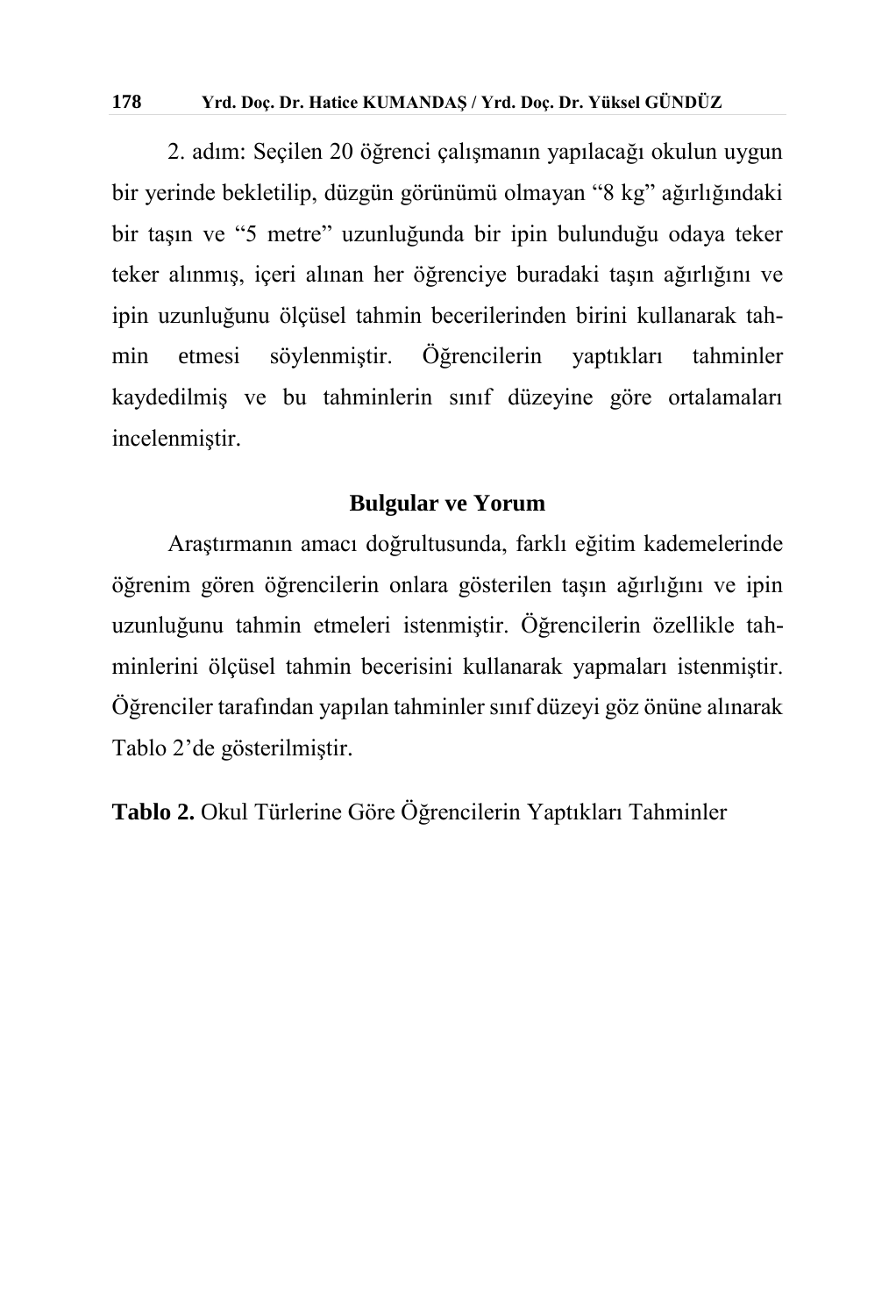2. adım: Seçilen 20 öğrenci çalışmanın yapılacağı okulun uygun bir yerinde bekletilip, düzgün görünümü olmayan "8 kg" ağırlığındaki bir taşın ve "5 metre" uzunluğunda bir ipin bulunduğu odaya teker teker alınmış, içeri alınan her öğrenciye buradaki taşın ağırlığını ve ipin uzunluğunu ölçüsel tahmin becerilerinden birini kullanarak tahmin etmesi söylenmiştir. Öğrencilerin yaptıkları tahminler kaydedilmiş ve bu tahminlerin sınıf düzeyine göre ortalamaları incelenmiştir.

## Bulgular ve Yorum

Araştırmanın amacı doğrultusunda, farklı eğitim kademelerinde öğrenim gören öğrencilerin onlara gösterilen taşın ağırlığını ve ipin uzunluğunu tahmin etmeleri istenmiştir. Öğrencilerin özellikle tahminlerini ölçüsel tahmin becerisini kullanarak yapmaları istenmiştir. Öğrenciler tarafından yapılan tahminler sınıf düzeyi göz önüne alınarak Tablo 2'de gösterilmiştir.

**Tablo 2.** Okul Türlerine Göre Öğrencilerin Yaptıkları Tahminler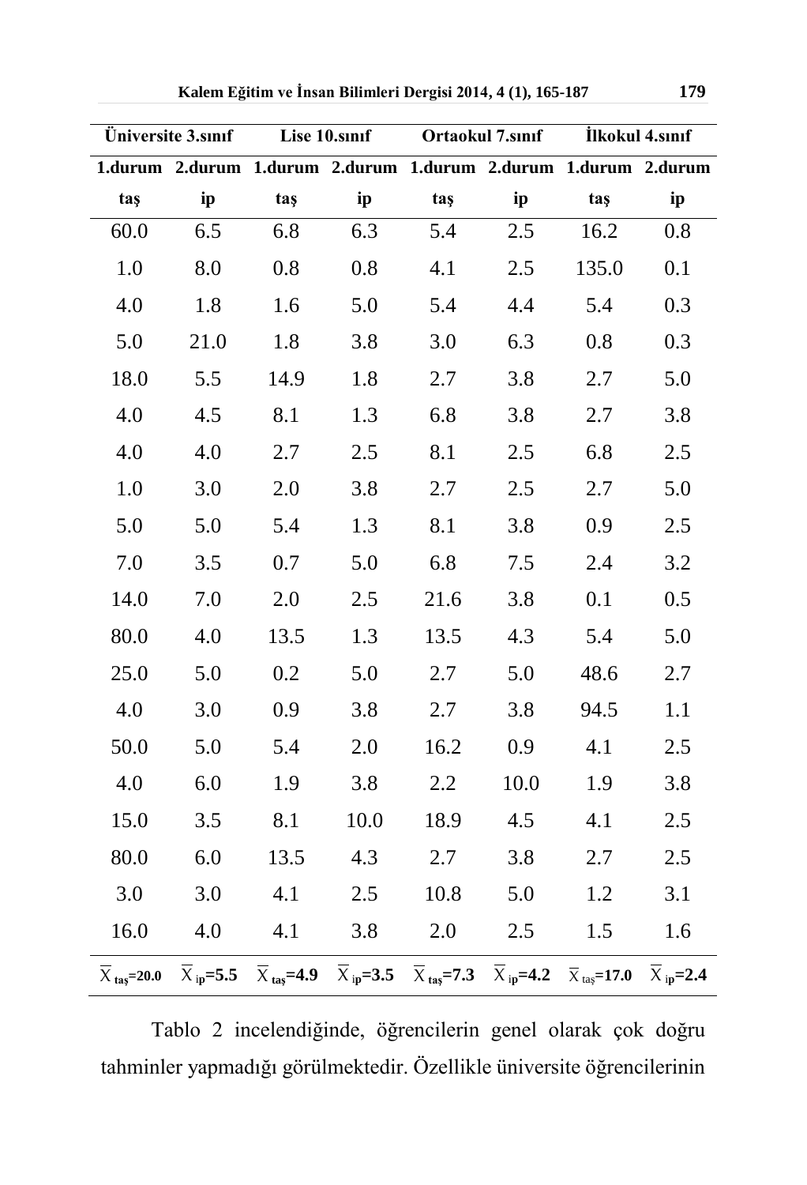| Üniversite 3.sınıf | | Lise 10.sınıf | | Ortaokul 7.sınıf | | İlkokul 4.sınıf | |
|---|---|---|---|---|---|---|---|
| 1.durum taş | 2.durum ip | 1.durum taş | 2.durum ip | 1.durum taş | 2.durum ip | 1.durum taş | 2.durum ip |
| 60.0 | 6.5 | 6.8 | 6.3 | 5.4 | 2.5 | 16.2 | 0.8 |
| 1.0 | 8.0 | 0.8 | 0.8 | 4.1 | 2.5 | 135.0 | 0.1 |
| 4.0 | 1.8 | 1.6 | 5.0 | 5.4 | 4.4 | 5.4 | 0.3 |
| 5.0 | 21.0 | 1.8 | 3.8 | 3.0 | 6.3 | 0.8 | 0.3 |
| 18.0 | 5.5 | 14.9 | 1.8 | 2.7 | 3.8 | 2.7 | 5.0 |
| 4.0 | 4.5 | 8.1 | 1.3 | 6.8 | 3.8 | 2.7 | 3.8 |
| 4.0 | 4.0 | 2.7 | 2.5 | 8.1 | 2.5 | 6.8 | 2.5 |
| 1.0 | 3.0 | 2.0 | 3.8 | 2.7 | 2.5 | 2.7 | 5.0 |
| 5.0 | 5.0 | 5.4 | 1.3 | 8.1 | 3.8 | 0.9 | 2.5 |
| 7.0 | 3.5 | 0.7 | 5.0 | 6.8 | 7.5 | 2.4 | 3.2 |
| 14.0 | 7.0 | 2.0 | 2.5 | 21.6 | 3.8 | 0.1 | 0.5 |
| 80.0 | 4.0 | 13.5 | 1.3 | 13.5 | 4.3 | 5.4 | 5.0 |
| 25.0 | 5.0 | 0.2 | 5.0 | 2.7 | 5.0 | 48.6 | 2.7 |
| 4.0 | 3.0 | 0.9 | 3.8 | 2.7 | 3.8 | 94.5 | 1.1 |
| 50.0 | 5.0 | 5.4 | 2.0 | 16.2 | 0.9 | 4.1 | 2.5 |
| 4.0 | 6.0 | 1.9 | 3.8 | 2.2 | 10.0 | 1.9 | 3.8 |
| 15.0 | 3.5 | 8.1 | 10.0 | 18.9 | 4.5 | 4.1 | 2.5 |
| 80.0 | 6.0 | 13.5 | 4.3 | 2.7 | 3.8 | 2.7 | 2.5 |
| 3.0 | 3.0 | 4.1 | 2.5 | 10.8 | 5.0 | 1.2 | 3.1 |
| 16.0 | 4.0 | 4.1 | 3.8 | 2.0 | 2.5 | 1.5 | 1.6 |
| $\overline{X}_{taş}=20.0$ | $\overline{X}_{ip}=5.5$ | $\overline{X}_{taş}=4.9$ | $\overline{X}_{ip}=3.5$ | $\overline{X}_{taş}=7.3$ | $\overline{X}_{ip}=4.2$ | $\overline{X}_{taş}=17.0$ | $\overline{X}_{ip}=2.4$ |

Tablo 2 incelendiğinde, öğrencilerin genel olarak çok doğru tahminler yapmadığı görülmektedir. Özellikle üniversite öğrencilerinin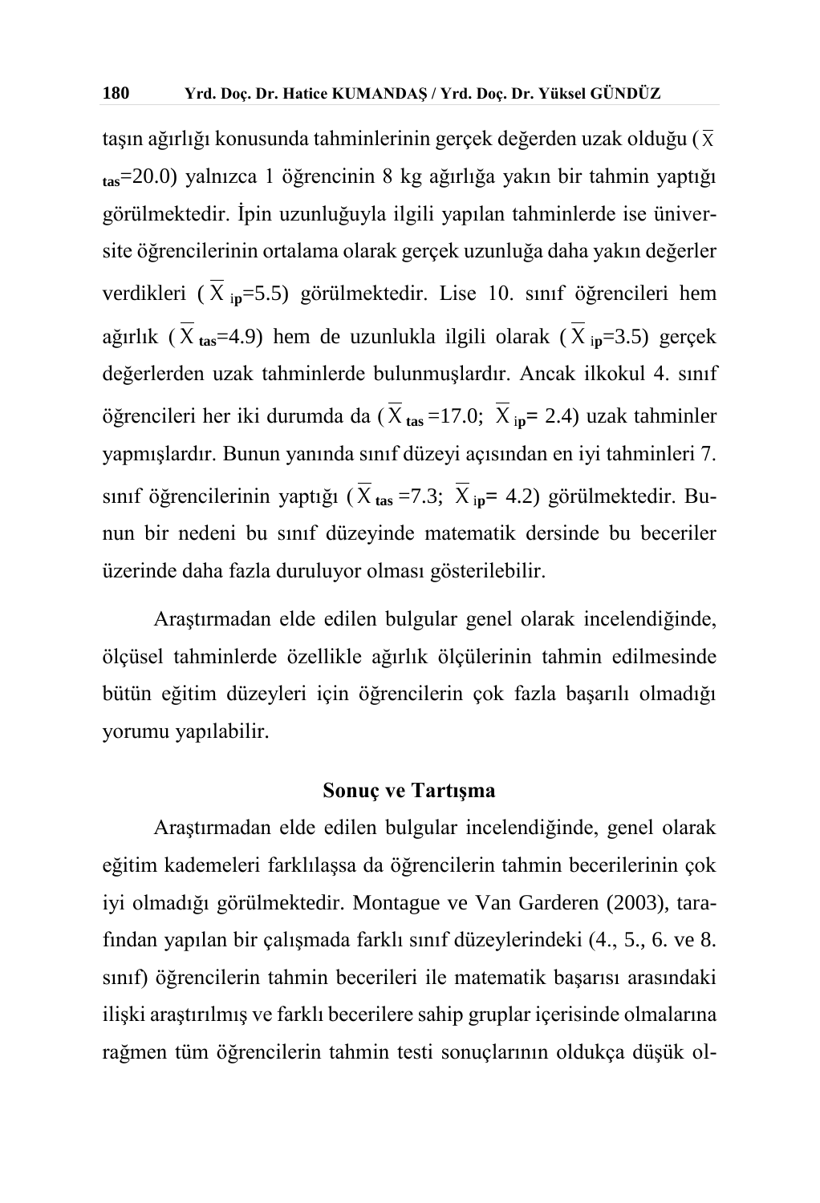taşın ağırlığı konusunda tahminlerinin gerçek değerden uzak olduğu ($\overline{X}_{tas}$=20.0) yalnızca 1 öğrencinin 8 kg ağırlığa yakın bir tahmin yaptığı görülmektedir. İpin uzunluğuyla ilgili yapılan tahminlerde ise üniversite öğrencilerinin ortalama olarak gerçek uzunluğa daha yakın değerler verdikleri ($\overline{X}_{ip}$=5.5) görülmektedir. Lise 10. sınıf öğrencileri hem ağırlık ($\overline{X}_{tas}$=4.9) hem de uzunlukla ilgili olarak ($\overline{X}_{ip}$=3.5) gerçek değerlerden uzak tahminlerde bulunmuşlardır. Ancak ilkokul 4. sınıf öğrencileri her iki durumda da ($\overline{X}_{tas}$ =17.0; $\overline{X}_{ip}$= 2.4) uzak tahminler yapmışlardır. Bunun yanında sınıf düzeyi açısından en iyi tahminleri 7. sınıf öğrencilerinin yaptığı ($\overline{X}_{tas}$ =7.3; $\overline{X}_{ip}$= 4.2) görülmektedir. Bunun bir nedeni bu sınıf düzeyinde matematik dersinde bu beceriler üzerinde daha fazla duruluyor olması gösterilebilir.

Araştırmadan elde edilen bulgular genel olarak incelendiğinde, ölçüsel tahminlerde özellikle ağırlık ölçülerinin tahmin edilmesinde bütün eğitim düzeyleri için öğrencilerin çok fazla başarılı olmadığı yorumu yapılabilir.

## Sonuç ve Tartışma

Araştırmadan elde edilen bulgular incelendiğinde, genel olarak eğitim kademeleri farklılaşsa da öğrencilerin tahmin becerilerinin çok iyi olmadığı görülmektedir. Montague ve Van Garderen (2003), tarafından yapılan bir çalışmada farklı sınıf düzeylerindeki (4., 5., 6. ve 8. sınıf) öğrencilerin tahmin becerileri ile matematik başarısı arasındaki ilişki araştırılmış ve farklı becerilere sahip gruplar içerisinde olmalarına rağmen tüm öğrencilerin tahmin testi sonuçlarının oldukça düşük ol-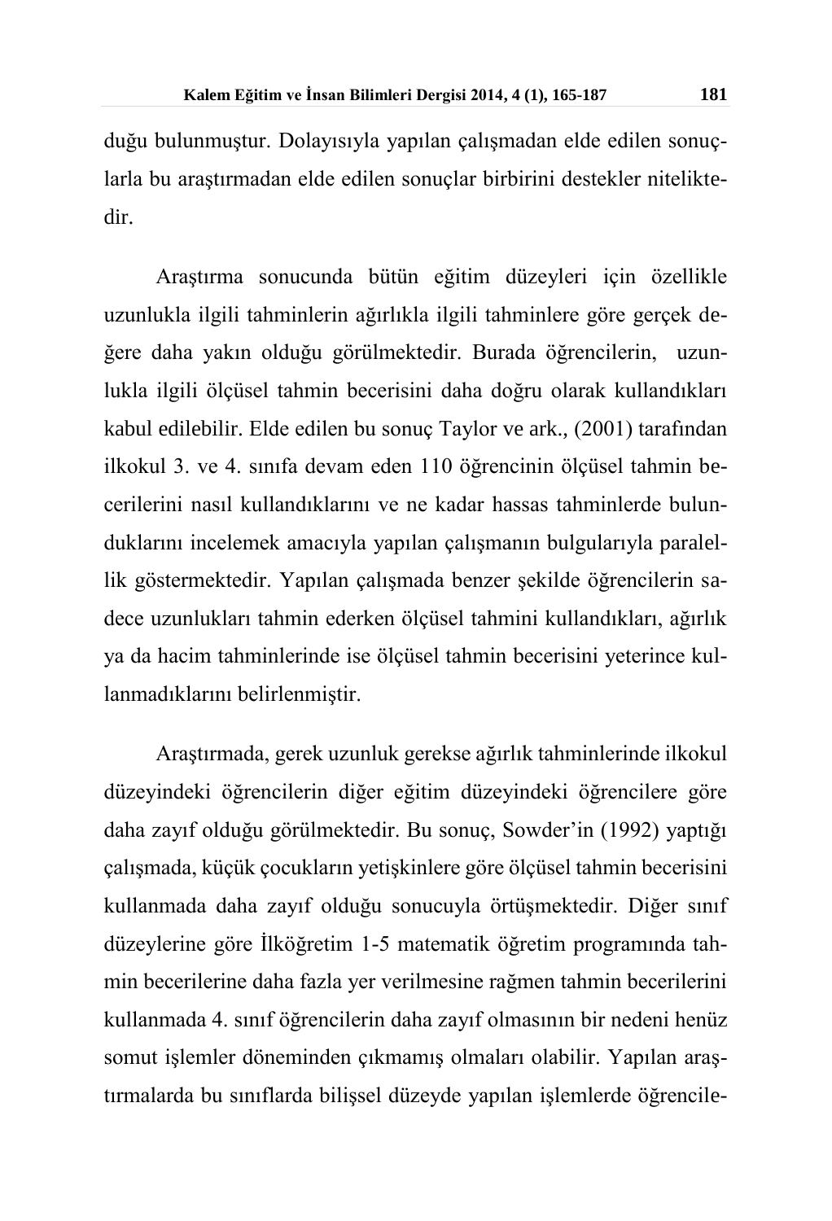duğu bulunmuştur. Dolayısıyla yapılan çalışmadan elde edilen sonuçlarla bu araştırmadan elde edilen sonuçlar birbirini destekler niteliktedir.

Araştırma sonucunda bütün eğitim düzeyleri için özellikle uzunlukla ilgili tahminlerin ağırlıkla ilgili tahminlere göre gerçek değere daha yakın olduğu görülmektedir. Burada öğrencilerin, uzunlukla ilgili ölçüsel tahmin becerisini daha doğru olarak kullandıkları kabul edilebilir. Elde edilen bu sonuç Taylor ve ark., (2001) tarafından ilkokul 3. ve 4. sınıfa devam eden 110 öğrencinin ölçüsel tahmin becerilerini nasıl kullandıklarını ve ne kadar hassas tahminlerde bulunduklarını incelemek amacıyla yapılan çalışmanın bulgularıyla paralellik göstermektedir. Yapılan çalışmada benzer şekilde öğrencilerin sadece uzunlukları tahmin ederken ölçüsel tahmini kullandıkları, ağırlık ya da hacim tahminlerinde ise ölçüsel tahmin becerisini yeterince kullanmadıklarını belirlenmiştir.

Araştırmada, gerek uzunluk gerekse ağırlık tahminlerinde ilkokul düzeyindeki öğrencilerin diğer eğitim düzeyindeki öğrencilere göre daha zayıf olduğu görülmektedir. Bu sonuç, Sowder'in (1992) yaptığı çalışmada, küçük çocukların yetişkinlere göre ölçüsel tahmin becerisini kullanmada daha zayıf olduğu sonucuyla örtüşmektedir. Diğer sınıf düzeylerine göre İlköğretim 1-5 matematik öğretim programında tahmin becerilerine daha fazla yer verilmesine rağmen tahmin becerilerini kullanmada 4. sınıf öğrencilerin daha zayıf olmasının bir nedeni henüz somut işlemler döneminden çıkmamış olmaları olabilir. Yapılan araştırmalarda bu sınıflarda bilişsel düzeyde yapılan işlemlerde öğrencile-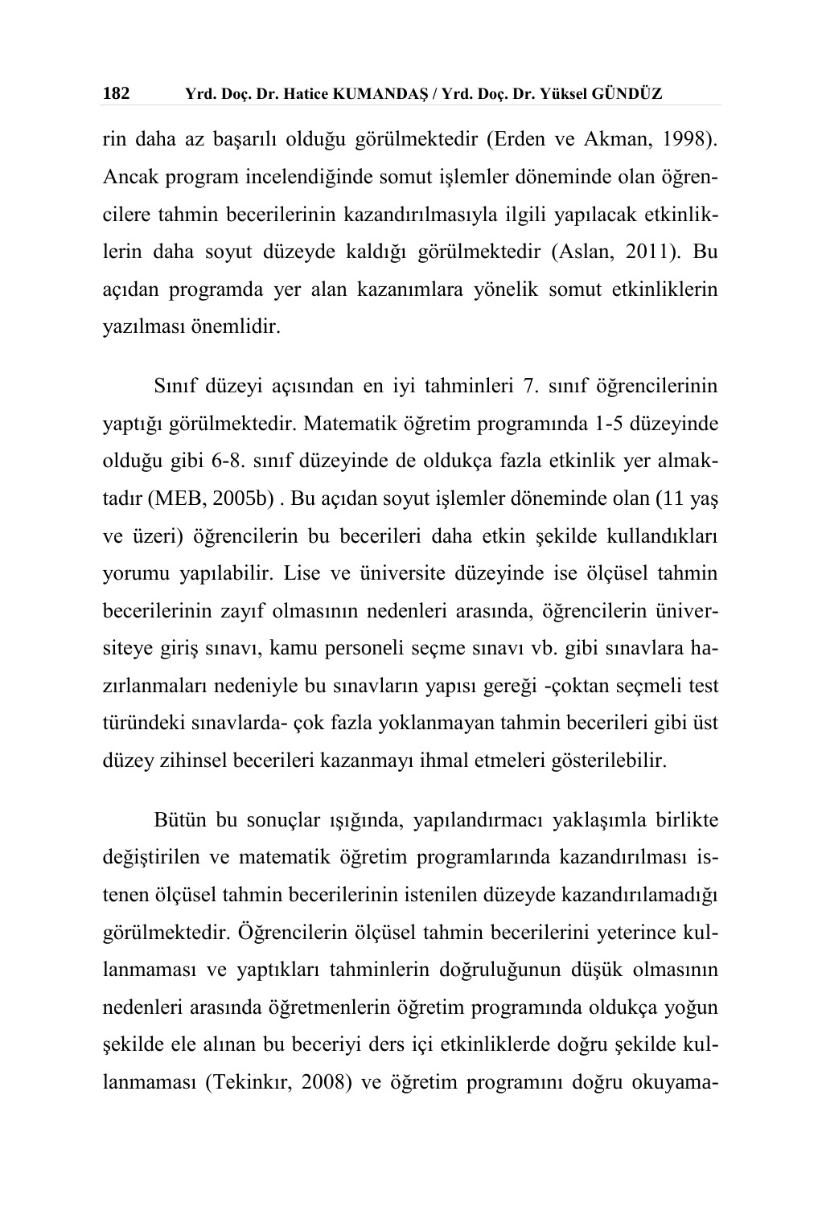rin daha az başarılı olduğu görülmektedir (Erden ve Akman, 1998). Ancak program incelendiğinde somut işlemler döneminde olan öğrencilere tahmin becerilerinin kazandırılmasıyla ilgili yapılacak etkinliklerin daha soyut düzeyde kaldığı görülmektedir (Aslan, 2011). Bu açıdan programda yer alan kazanımlara yönelik somut etkinliklerin yazılması önemlidir.

Sınıf düzeyi açısından en iyi tahminleri 7. sınıf öğrencilerinin yaptığı görülmektedir. Matematik öğretim programında 1-5 düzeyinde olduğu gibi 6-8. sınıf düzeyinde de oldukça fazla etkinlik yer almaktadır (MEB, 2005b) . Bu açıdan soyut işlemler döneminde olan (11 yaş ve üzeri) öğrencilerin bu becerileri daha etkin şekilde kullandıkları yorumu yapılabilir. Lise ve üniversite düzeyinde ise ölçüsel tahmin becerilerinin zayıf olmasının nedenleri arasında, öğrencilerin üniversiteye giriş sınavı, kamu personeli seçme sınavı vb. gibi sınavlara hazırlanmaları nedeniyle bu sınavların yapısı gereği -çoktan seçmeli test türündeki sınavlarda- çok fazla yoklanmayan tahmin becerileri gibi üst düzey zihinsel becerileri kazanmayı ihmal etmeleri gösterilebilir.

Bütün bu sonuçlar ışığında, yapılandırmacı yaklaşımla birlikte değiştirilen ve matematik öğretim programlarında kazandırılması istenen ölçüsel tahmin becerilerinin istenilen düzeyde kazandırılamadığı görülmektedir. Öğrencilerin ölçüsel tahmin becerilerini yeterince kullanmaması ve yaptıkları tahminlerin doğruluğunun düşük olmasının nedenleri arasında öğretmenlerin öğretim programında oldukça yoğun şekilde ele alınan bu beceriyi ders içi etkinliklerde doğru şekilde kullanmaması (Tekinkır, 2008) ve öğretim programını doğru okuyama-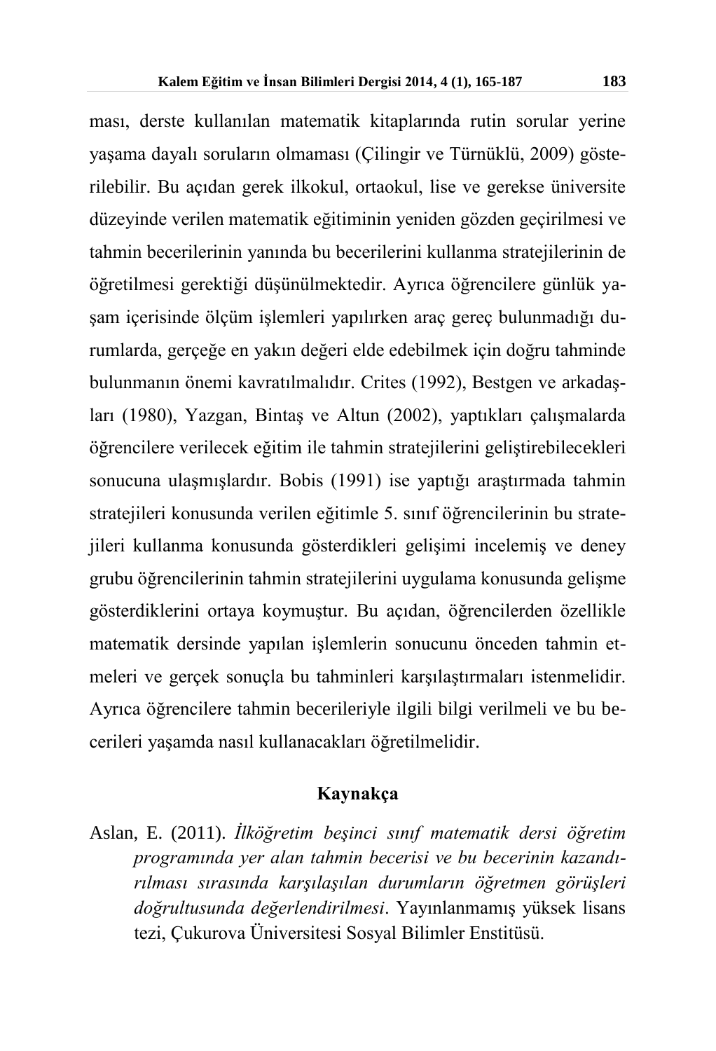ması, derste kullanılan matematik kitaplarında rutin sorular yerine yaşama dayalı soruların olmaması (Çilingir ve Türnüklü, 2009) gösterilebilir. Bu açıdan gerek ilkokul, ortaokul, lise ve gerekse üniversite düzeyinde verilen matematik eğitiminin yeniden gözden geçirilmesi ve tahmin becerilerinin yanında bu becerilerini kullanma stratejilerinin de öğretilmesi gerektiği düşünülmektedir. Ayrıca öğrencilere günlük yaşam içerisinde ölçüm işlemleri yapılırken araç gereç bulunmadığı durumlarda, gerçeğe en yakın değeri elde edebilmek için doğru tahminde bulunmanın önemi kavratılmalıdır. Crites (1992), Bestgen ve arkadaşları (1980), Yazgan, Bintaş ve Altun (2002), yaptıkları çalışmalarda öğrencilere verilecek eğitim ile tahmin stratejilerini geliştirebilecekleri sonucuna ulaşmışlardır. Bobis (1991) ise yaptığı araştırmada tahmin stratejileri konusunda verilen eğitimle 5. sınıf öğrencilerinin bu stratejileri kullanma konusunda gösterdikleri gelişimi incelemiş ve deney grubu öğrencilerinin tahmin stratejilerini uygulama konusunda gelişme gösterdiklerini ortaya koymuştur. Bu açıdan, öğrencilerden özellikle matematik dersinde yapılan işlemlerin sonucunu önceden tahmin etmeleri ve gerçek sonuçla bu tahminleri karşılaştırmaları istenmelidir. Ayrıca öğrencilere tahmin becerileriyle ilgili bilgi verilmeli ve bu becerileri yaşamda nasıl kullanacakları öğretilmelidir.

## Kaynakça

Aslan, E. (2011). *İlköğretim beşinci sınıf matematik dersi öğretim programında yer alan tahmin becerisi ve bu becerinin kazandırılması sırasında karşılaşılan durumların öğretmen görüşleri doğrultusunda değerlendirilmesi*. Yayınlanmamış yüksek lisans tezi, Çukurova Üniversitesi Sosyal Bilimler Enstitüsü.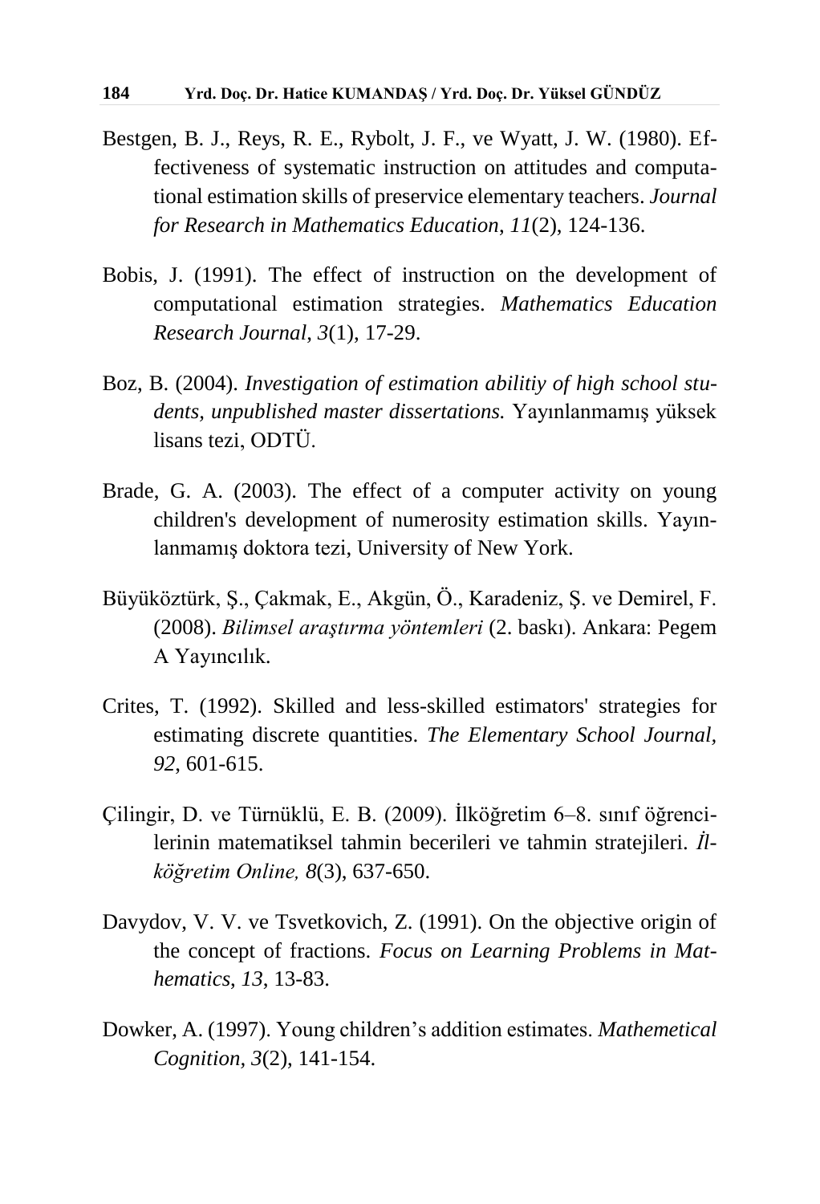Bestgen, B. J., Reys, R. E., Rybolt, J. F., ve Wyatt, J. W. (1980). Effectiveness of systematic instruction on attitudes and computational estimation skills of preservice elementary teachers. *Journal for Research in Mathematics Education, 11*(2), 124-136.

Bobis, J. (1991). The effect of instruction on the development of computational estimation strategies. *Mathematics Education Research Journal*, *3*(1), 17-29.

Boz, B. (2004). *Investigation of estimation abilitiy of high school students, unpublished master dissertations.* Yayınlanmamış yüksek lisans tezi, ODTÜ.

Brade, G. A. (2003). The effect of a computer activity on young children's development of numerosity estimation skills. Yayınlanmamış doktora tezi, University of New York.

Büyüköztürk, Ş., Çakmak, E., Akgün, Ö., Karadeniz, Ş. ve Demirel, F. (2008). *Bilimsel araştırma yöntemleri* (2. baskı). Ankara: Pegem A Yayıncılık.

Crites, T. (1992). Skilled and less-skilled estimators' strategies for estimating discrete quantities. *The Elementary School Journal, 92,* 601-615.

Çilingir, D. ve Türnüklü, E. B. (2009). İlköğretim 6–8. sınıf öğrencilerinin matematiksel tahmin becerileri ve tahmin stratejileri. *İlköğretim Online, 8*(3), 637-650.

Davydov, V. V. ve Tsvetkovich, Z. (1991). On the objective origin of the concept of fractions. *Focus on Learning Problems in Mathematics*, *13*, 13-83.

Dowker, A. (1997). Young children's addition estimates. *Mathematical Cognition, 3*(2), 141-154.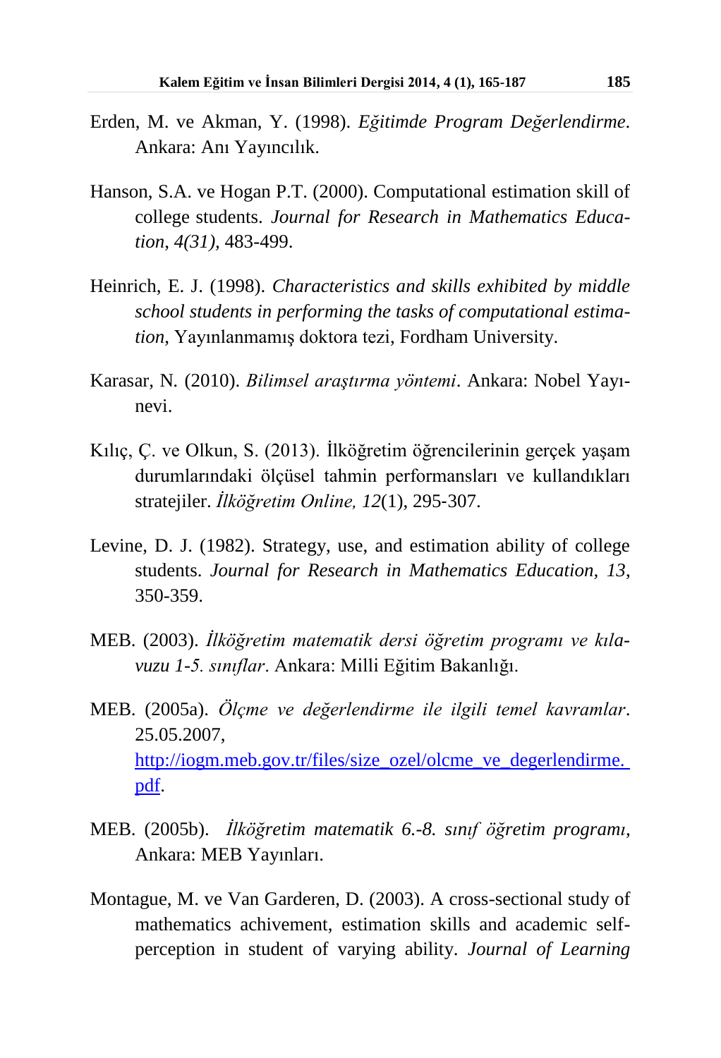Erden, M. ve Akman, Y. (1998). *Eğitimde Program Değerlendirme*. Ankara: Anı Yayıncılık.

Hanson, S.A. ve Hogan P.T. (2000). Computational estimation skill of college students. *Journal for Research in Mathematics Education, 4(31),* 483-499.

Heinrich, E. J. (1998). *Characteristics and skills exhibited by middle school students in performing the tasks of computational estimation,* Yayınlanmamış doktora tezi, Fordham University.

Karasar, N. (2010). *Bilimsel araştırma yöntemi*. Ankara: Nobel Yayınevi.

Kılıç, Ç. ve Olkun, S. (2013). İlköğretim öğrencilerinin gerçek yaşam durumlarındaki ölçüsel tahmin performansları ve kullandıkları stratejiler. *İlköğretim Online, 12*(1), 295-307.

Levine, D. J. (1982). Strategy, use, and estimation ability of college students. *Journal for Research in Mathematics Education, 13,* 350-359.

MEB. (2003). *İlköğretim matematik dersi öğretim programı ve kılavuzu 1-5. sınıflar*. Ankara: Milli Eğitim Bakanlığı.

MEB. (2005a). *Ölçme ve değerlendirme ile ilgili temel kavramlar*. 25.05.2007, http://iogm.meb.gov.tr/files/size_ozel/olcme_ve_degerlendirme.pdf.

MEB. (2005b). *İlköğretim matematik 6.-8. sınıf öğretim programı*, Ankara: MEB Yayınları.

Montague, M. ve Van Garderen, D. (2003). A cross-sectional study of mathematics achivement, estimation skills and academic self-perception in student of varying ability. *Journal of Learning*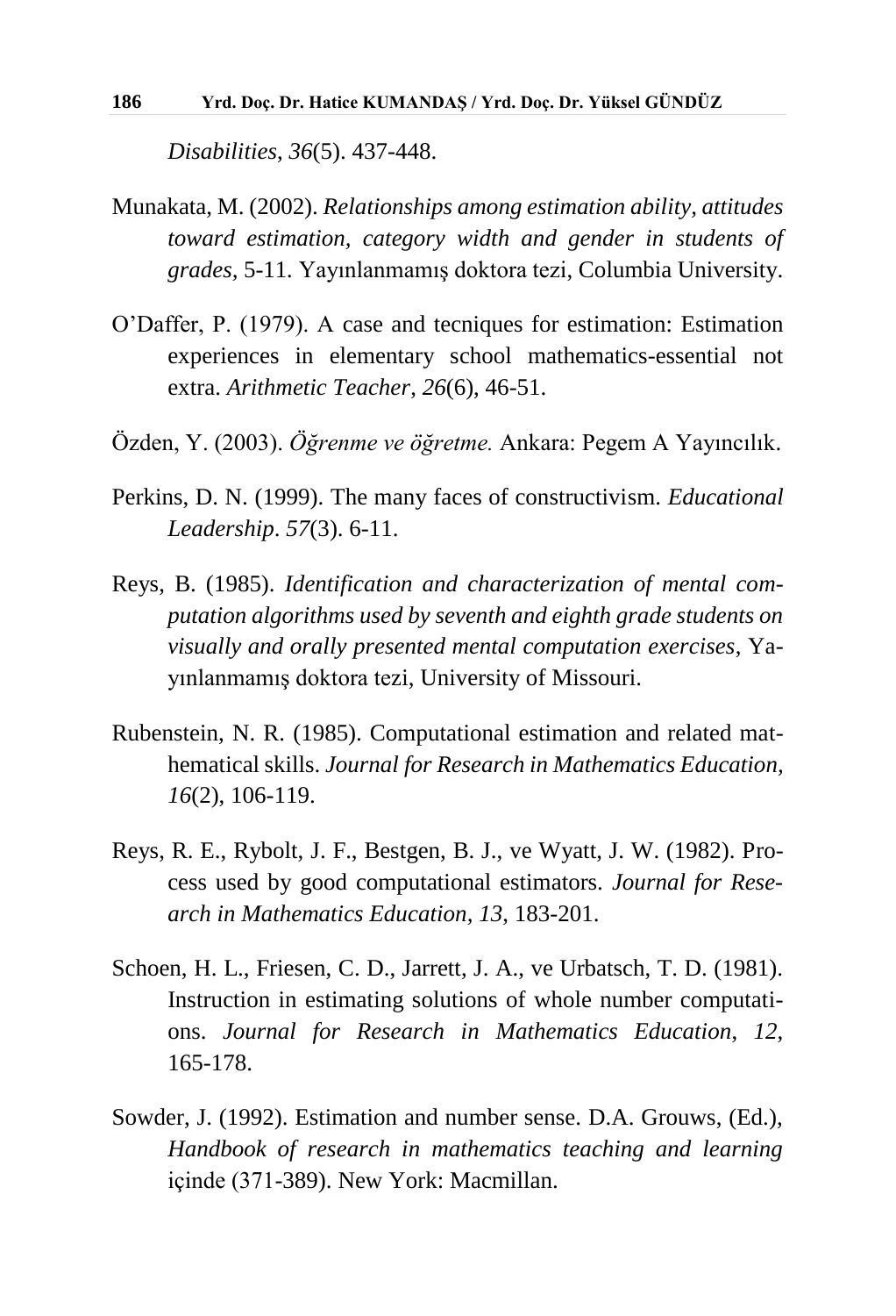*Disabilities*, *36*(5). 437-448.

Munakata, M. (2002). *Relationships among estimation ability, attitudes toward estimation, category width and gender in students of grades*, 5-11. Yayınlanmamış doktora tezi, Columbia University.

O'Daffer, P. (1979). A case and tecniques for estimation: Estimation experiences in elementary school mathematics-essential not extra. *Arithmetic Teacher*, *26*(6), 46-51.

Özden, Y. (2003). *Öğrenme ve öğretme.* Ankara: Pegem A Yayıncılık.

Perkins, D. N. (1999). The many faces of constructivism. *Educational Leadership*. *57*(3). 6-11.

Reys, B. (1985). *Identification and characterization of mental computation algorithms used by seventh and eighth grade students on visually and orally presented mental computation exercises*, Yayınlanmamış doktora tezi, University of Missouri.

Rubenstein, N. R. (1985). Computational estimation and related mathematical skills. *Journal for Research in Mathematics Education, 16*(2), 106-119.

Reys, R. E., Rybolt, J. F., Bestgen, B. J., ve Wyatt, J. W. (1982). Process used by good computational estimators. *Journal for Research in Mathematics Education*, *13*, 183-201.

Schoen, H. L., Friesen, C. D., Jarrett, J. A., ve Urbatsch, T. D. (1981). Instruction in estimating solutions of whole number computations. *Journal for Research in Mathematics Education*, *12*, 165-178.

Sowder, J. (1992). Estimation and number sense. D.A. Grouws, (Ed.), *Handbook of research in mathematics teaching and learning* içinde (371-389). New York: Macmillan.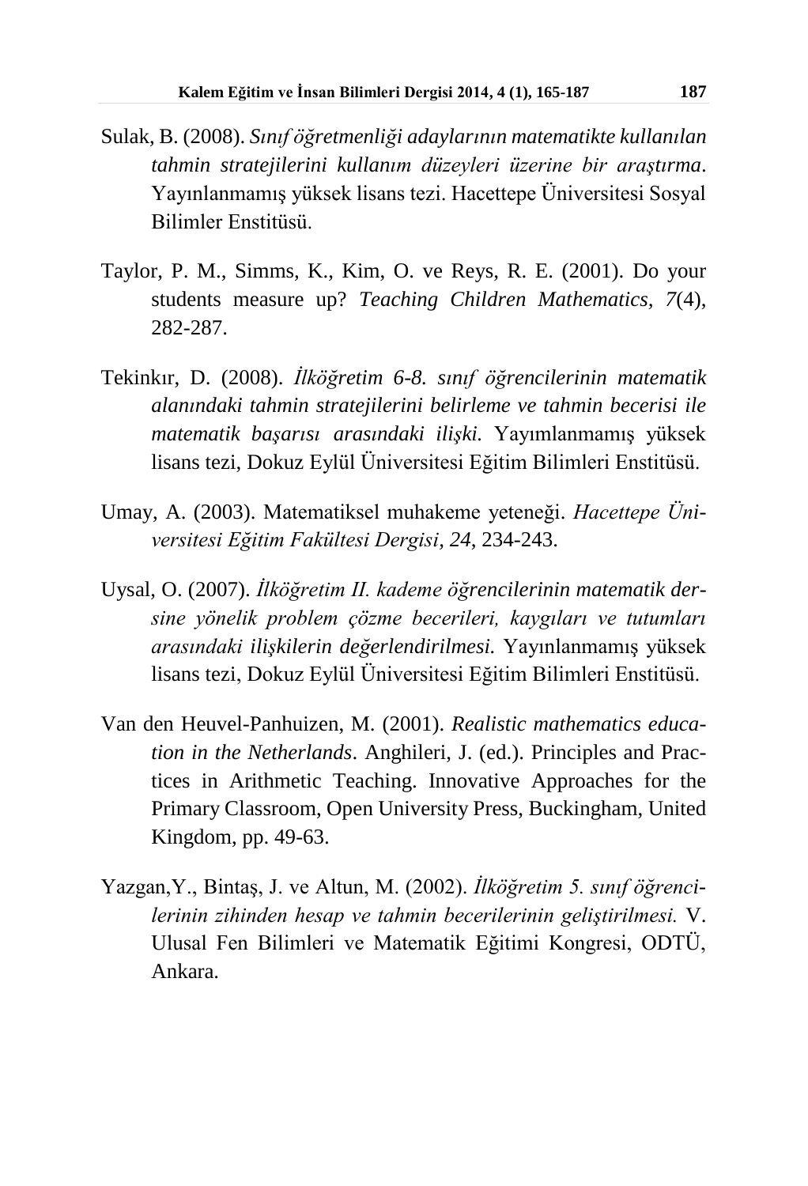Sulak, B. (2008). *Sınıf öğretmenliği adaylarının matematikte kullanılan tahmin stratejilerini kullanım düzeyleri üzerine bir araştırma*. Yayınlanmamış yüksek lisans tezi. Hacettepe Üniversitesi Sosyal Bilimler Enstitüsü.

Taylor, P. M., Simms, K., Kim, O. ve Reys, R. E. (2001). Do your students measure up? *Teaching Children Mathematics, 7*(4), 282-287.

Tekinkır, D. (2008). *İlköğretim 6-8. sınıf öğrencilerinin matematik alanındaki tahmin stratejilerini belirleme ve tahmin becerisi ile matematik başarısı arasındaki ilişki.* Yayımlanmamış yüksek lisans tezi, Dokuz Eylül Üniversitesi Eğitim Bilimleri Enstitüsü.

Umay, A. (2003). Matematiksel muhakeme yeteneği. *Hacettepe Üniversitesi Eğitim Fakültesi Dergisi, 24*, 234-243.

Uysal, O. (2007). *İlköğretim II. kademe öğrencilerinin matematik dersine yönelik problem çözme becerileri, kaygıları ve tutumları arasındaki ilişkilerin değerlendirilmesi.* Yayınlanmamış yüksek lisans tezi, Dokuz Eylül Üniversitesi Eğitim Bilimleri Enstitüsü.

Van den Heuvel-Panhuizen, M. (2001). *Realistic mathematics education in the Netherlands*. Anghileri, J. (ed.). Principles and Practices in Arithmetic Teaching. Innovative Approaches for the Primary Classroom, Open University Press, Buckingham, United Kingdom, pp. 49-63.

Yazgan,Y., Bintaş, J. ve Altun, M. (2002). *İlköğretim 5. sınıf öğrencilerinin zihinden hesap ve tahmin becerilerinin geliştirilmesi.* V. Ulusal Fen Bilimleri ve Matematik Eğitimi Kongresi, ODTÜ, Ankara.